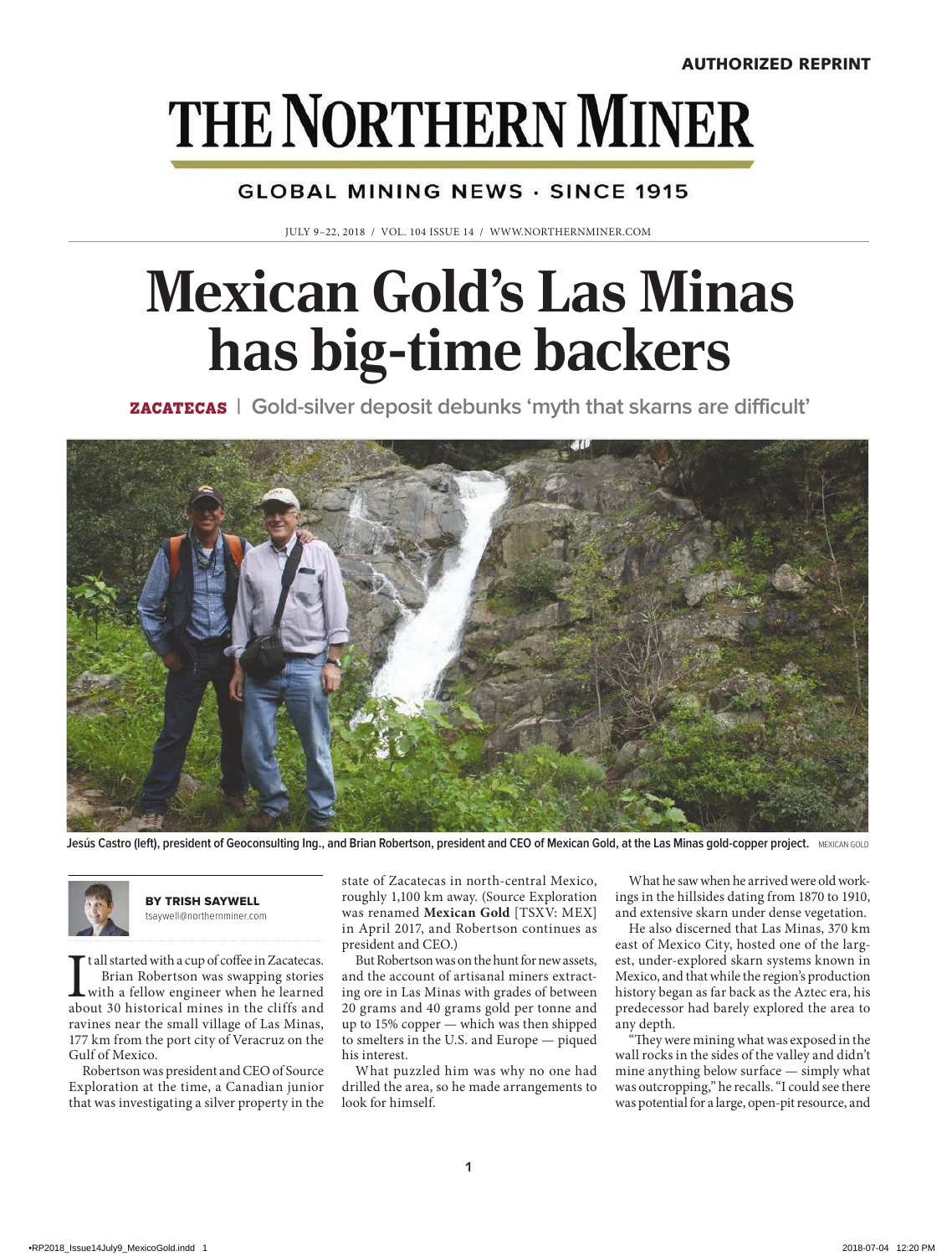AUTHORIZED REPRINT

# THE NORTHERN MINER

GLOBAL MINING NEWS · SINCE 1915

JULY 9–22, 2018 / VOL. 104 ISSUE 14 / WWW.NORTHERNMINER.COM

# Mexican Gold's Las Minas has big-time backers

**ZACATECAS** | Gold-silver deposit debunks 'myth that skarns are difficult'

Jesús Castro (left), president of Geoconsulting Ing., and Brian Robertson, president and CEO of Mexican Gold, at the Las Minas gold-copper project. MEXICAN GOLD

**BY TRISH SAYWELL**
tsaywell@northernminer.com

It all started with a cup of coffee in Zacatecas. Brian Robertson was swapping stories with a fellow engineer when he learned about 30 historical mines in the cliffs and ravines near the small village of Las Minas, 177 km from the port city of Veracruz on the Gulf of Mexico.

Robertson was president and CEO of Source Exploration at the time, a Canadian junior that was investigating a silver property in the state of Zacatecas in north-central Mexico, roughly 1,100 km away. (Source Exploration was renamed **Mexican Gold** [TSXV: MEX] in April 2017, and Robertson continues as president and CEO.)

But Robertson was on the hunt for new assets, and the account of artisanal miners extracting ore in Las Minas with grades of between 20 grams and 40 grams gold per tonne and up to 15% copper — which was then shipped to smelters in the U.S. and Europe — piqued his interest.

What puzzled him was why no one had drilled the area, so he made arrangements to look for himself.

What he saw when he arrived were old workings in the hillsides dating from 1870 to 1910, and extensive skarn under dense vegetation.

He also discerned that Las Minas, 370 km east of Mexico City, hosted one of the largest, under-explored skarn systems known in Mexico, and that while the region's production history began as far back as the Aztec era, his predecessor had barely explored the area to any depth.

"They were mining what was exposed in the wall rocks in the sides of the valley and didn't mine anything below surface — simply what was outcropping," he recalls. "I could see there was potential for a large, open-pit resource, and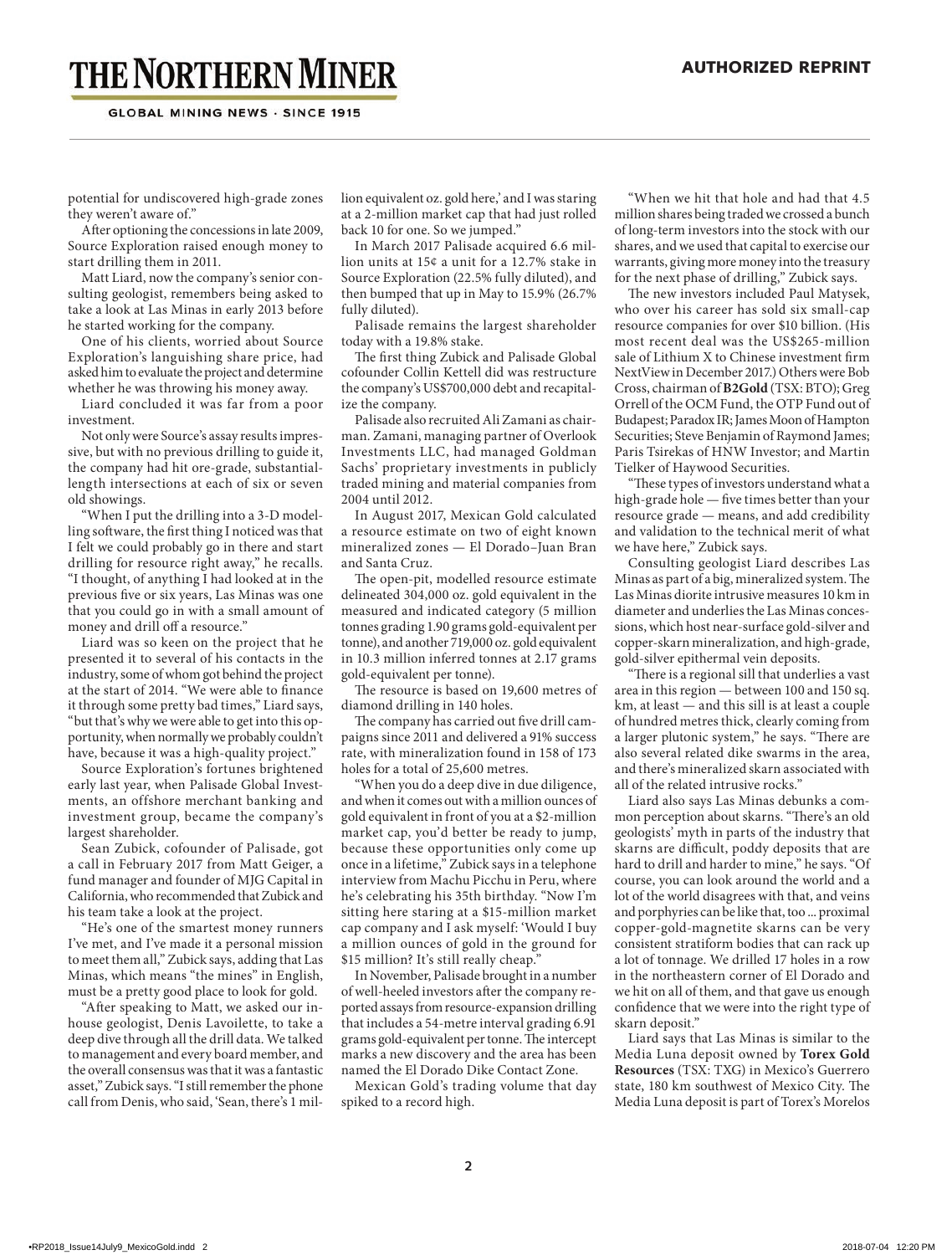potential for undiscovered high-grade zones they weren't aware of."

After optioning the concessions in late 2009, Source Exploration raised enough money to start drilling them in 2011.

Matt Liard, now the company's senior consulting geologist, remembers being asked to take a look at Las Minas in early 2013 before he started working for the company.

One of his clients, worried about Source Exploration's languishing share price, had asked him to evaluate the project and determine whether he was throwing his money away.

Liard concluded it was far from a poor investment.

Not only were Source's assay results impressive, but with no previous drilling to guide it, the company had hit ore-grade, substantial-length intersections at each of six or seven old showings.

"When I put the drilling into a 3-D modelling software, the first thing I noticed was that I felt we could probably go in there and start drilling for resource right away," he recalls. "I thought, of anything I had looked at in the previous five or six years, Las Minas was one that you could go in with a small amount of money and drill off a resource."

Liard was so keen on the project that he presented it to several of his contacts in the industry, some of whom got behind the project at the start of 2014. "We were able to finance it through some pretty bad times," Liard says, "but that's why we were able to get into this opportunity, when normally we probably couldn't have, because it was a high-quality project."

Source Exploration's fortunes brightened early last year, when Palisade Global Investments, an offshore merchant banking and investment group, became the company's largest shareholder.

Sean Zubick, cofounder of Palisade, got a call in February 2017 from Matt Geiger, a fund manager and founder of MJG Capital in California, who recommended that Zubick and his team take a look at the project.

"He's one of the smartest money runners I've met, and I've made it a personal mission to meet them all," Zubick says, adding that Las Minas, which means "the mines" in English, must be a pretty good place to look for gold.

"After speaking to Matt, we asked our in-house geologist, Denis Lavoilette, to take a deep dive through all the drill data. We talked to management and every board member, and the overall consensus was that it was a fantastic asset," Zubick says. "I still remember the phone call from Denis, who said, 'Sean, there's 1 million equivalent oz. gold here,' and I was staring at a 2-million market cap that had just rolled back 10 for one. So we jumped."

In March 2017 Palisade acquired 6.6 million units at 15¢ a unit for a 12.7% stake in Source Exploration (22.5% fully diluted), and then bumped that up in May to 15.9% (26.7% fully diluted).

Palisade remains the largest shareholder today with a 19.8% stake.

The first thing Zubick and Palisade Global cofounder Collin Kettell did was restructure the company's US$700,000 debt and recapitalize the company.

Palisade also recruited Ali Zamani as chairman. Zamani, managing partner of Overlook Investments LLC, had managed Goldman Sachs' proprietary investments in publicly traded mining and material companies from 2004 until 2012.

In August 2017, Mexican Gold calculated a resource estimate on two of eight known mineralized zones — El Dorado–Juan Bran and Santa Cruz.

The open-pit, modelled resource estimate delineated 304,000 oz. gold equivalent in the measured and indicated category (5 million tonnes grading 1.90 grams gold-equivalent per tonne), and another 719,000 oz. gold equivalent in 10.3 million inferred tonnes at 2.17 grams gold-equivalent per tonne).

The resource is based on 19,600 metres of diamond drilling in 140 holes.

The company has carried out five drill campaigns since 2011 and delivered a 91% success rate, with mineralization found in 158 of 173 holes for a total of 25,600 metres.

"When you do a deep dive in due diligence, and when it comes out with a million ounces of gold equivalent in front of you at a $2-million market cap, you'd better be ready to jump, because these opportunities only come up once in a lifetime," Zubick says in a telephone interview from Machu Picchu in Peru, where he's celebrating his 35th birthday. "Now I'm sitting here staring at a $15-million market cap company and I ask myself: 'Would I buy a million ounces of gold in the ground for $15 million? It's still really cheap."

In November, Palisade brought in a number of well-heeled investors after the company reported assays from resource-expansion drilling that includes a 54-metre interval grading 6.91 grams gold-equivalent per tonne. The intercept marks a new discovery and the area has been named the El Dorado Dike Contact Zone.

Mexican Gold's trading volume that day spiked to a record high.

"When we hit that hole and had that 4.5 million shares being traded we crossed a bunch of long-term investors into the stock with our shares, and we used that capital to exercise our warrants, giving more money into the treasury for the next phase of drilling," Zubick says.

The new investors included Paul Matysek, who over his career has sold six small-cap resource companies for over $10 billion. (His most recent deal was the US$265-million sale of Lithium X to Chinese investment firm NextView in December 2017.) Others were Bob Cross, chairman of **B2Gold** (TSX: BTO); Greg Orrell of the OCM Fund, the OTP Fund out of Budapest; Paradox IR; James Moon of Hampton Securities; Steve Benjamin of Raymond James; Paris Tsirekas of HNW Investor; and Martin Tielker of Haywood Securities.

"These types of investors understand what a high-grade hole — five times better than your resource grade — means, and add credibility and validation to the technical merit of what we have here," Zubick says.

Consulting geologist Liard describes Las Minas as part of a big, mineralized system. The Las Minas diorite intrusive measures 10 km in diameter and underlies the Las Minas concessions, which host near-surface gold-silver and copper-skarn mineralization, and high-grade, gold-silver epithermal vein deposits.

"There is a regional sill that underlies a vast area in this region — between 100 and 150 sq. km, at least — and this sill is at least a couple of hundred metres thick, clearly coming from a larger plutonic system," he says. "There are also several related dike swarms in the area, and there's mineralized skarn associated with all of the related intrusive rocks."

Liard also says Las Minas debunks a common perception about skarns. "There's an old geologists' myth in parts of the industry that skarns are difficult, poddy deposits that are hard to drill and harder to mine," he says. "Of course, you can look around the world and a lot of the world disagrees with that, and veins and porphyries can be like that, too ... proximal copper-gold-magnetite skarns can be very consistent stratiform bodies that can rack up a lot of tonnage. We drilled 17 holes in a row in the northeastern corner of El Dorado and we hit on all of them, and that gave us enough confidence that we were into the right type of skarn deposit."

Liard says that Las Minas is similar to the Media Luna deposit owned by **Torex Gold Resources** (TSX: TXG) in Mexico's Guerrero state, 180 km southwest of Mexico City. The Media Luna deposit is part of Torex's Morelos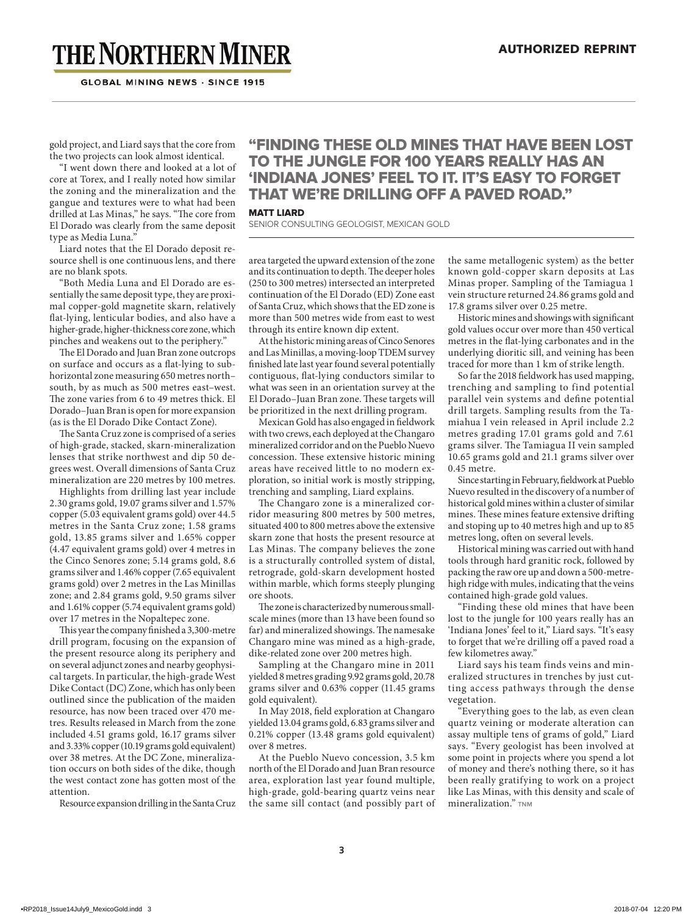gold project, and Liard says that the core from the two projects can look almost identical.

"I went down there and looked at a lot of core at Torex, and I really noted how similar the zoning and the mineralization and the gangue and textures were to what had been drilled at Las Minas," he says. "The core from El Dorado was clearly from the same deposit type as Media Luna."

Liard notes that the El Dorado deposit resource shell is one continuous lens, and there are no blank spots.

"Both Media Luna and El Dorado are essentially the same deposit type, they are proximal copper-gold magnetite skarn, relatively flat-lying, lenticular bodies, and also have a higher-grade, higher-thickness core zone, which pinches and weakens out to the periphery."

The El Dorado and Juan Bran zone outcrops on surface and occurs as a flat-lying to sub-horizontal zone measuring 650 metres north–south, by as much as 500 metres east–west. The zone varies from 6 to 49 metres thick. El Dorado–Juan Bran is open for more expansion (as is the El Dorado Dike Contact Zone).

The Santa Cruz zone is comprised of a series of high-grade, stacked, skarn-mineralization lenses that strike northwest and dip 50 degrees west. Overall dimensions of Santa Cruz mineralization are 220 metres by 100 metres.

Highlights from drilling last year include 2.30 grams gold, 19.07 grams silver and 1.57% copper (5.03 equivalent grams gold) over 44.5 metres in the Santa Cruz zone; 1.58 grams gold, 13.85 grams silver and 1.65% copper (4.47 equivalent grams gold) over 4 metres in the Cinco Senores zone; 5.14 grams gold, 8.6 grams silver and 1.46% copper (7.65 equivalent grams gold) over 2 metres in the Las Minillas zone; and 2.84 grams gold, 9.50 grams silver and 1.61% copper (5.74 equivalent grams gold) over 17 metres in the Nopaltepec zone.

This year the company finished a 3,300-metre drill program, focusing on the expansion of the present resource along its periphery and on several adjunct zones and nearby geophysical targets. In particular, the high-grade West Dike Contact (DC) Zone, which has only been outlined since the publication of the maiden resource, has now been traced over 470 metres. Results released in March from the zone included 4.51 grams gold, 16.17 grams silver and 3.33% copper (10.19 grams gold equivalent) over 38 metres. At the DC Zone, mineralization occurs on both sides of the dike, though the west contact zone has gotten most of the attention.

Resource expansion drilling in the Santa Cruz area targeted the upward extension of the zone and its continuation to depth. The deeper holes (250 to 300 metres) intersected an interpreted continuation of the El Dorado (ED) Zone east of Santa Cruz, which shows that the ED zone is more than 500 metres wide from east to west through its entire known dip extent.

At the historic mining areas of Cinco Senores and Las Minillas, a moving-loop TDEM survey finished late last year found several potentially contiguous, flat-lying conductors similar to what was seen in an orientation survey at the El Dorado–Juan Bran zone. These targets will be prioritized in the next drilling program.

Mexican Gold has also engaged in fieldwork with two crews, each deployed at the Changaro mineralized corridor and on the Pueblo Nuevo concession. These extensive historic mining areas have received little to no modern exploration, so initial work is mostly stripping, trenching and sampling, Liard explains.

The Changaro zone is a mineralized corridor measuring 800 metres by 500 metres, situated 400 to 800 metres above the extensive skarn zone that hosts the present resource at Las Minas. The company believes the zone is a structurally controlled system of distal, retrograde, gold-skarn development hosted within marble, which forms steeply plunging ore shoots.

The zone is characterized by numerous small-scale mines (more than 13 have been found so far) and mineralized showings. The namesake Changaro mine was mined as a high-grade, dike-related zone over 200 metres high.

Sampling at the Changaro mine in 2011 yielded 8 metres grading 9.92 grams gold, 20.78 grams silver and 0.63% copper (11.45 grams gold equivalent).

In May 2018, field exploration at Changaro yielded 13.04 grams gold, 6.83 grams silver and 0.21% copper (13.48 grams gold equivalent) over 8 metres.

At the Pueblo Nuevo concession, 3.5 km north of the El Dorado and Juan Bran resource area, exploration last year found multiple, high-grade, gold-bearing quartz veins near the same sill contact (and possibly part of the same metallogenic system) as the better known gold-copper skarn deposits at Las Minas proper. Sampling of the Tamiagua 1 vein structure returned 24.86 grams gold and 17.8 grams silver over 0.25 metre.

Historic mines and showings with significant gold values occur over more than 450 vertical metres in the flat-lying carbonates and in the underlying dioritic sill, and veining has been traced for more than 1 km of strike length.

So far the 2018 fieldwork has used mapping, trenching and sampling to find potential parallel vein systems and define potential drill targets. Sampling results from the Tamiahua I vein released in April include 2.2 metres grading 17.01 grams gold and 7.61 grams silver. The Tamiagua II vein sampled 10.65 grams gold and 21.1 grams silver over 0.45 metre.

Since starting in February, fieldwork at Pueblo Nuevo resulted in the discovery of a number of historical gold mines within a cluster of similar mines. These mines feature extensive drifting and stoping up to 40 metres high and up to 85 metres long, often on several levels.

Historical mining was carried out with hand tools through hard granitic rock, followed by packing the raw ore up and down a 500-metre-high ridge with mules, indicating that the veins contained high-grade gold values.

"Finding these old mines that have been lost to the jungle for 100 years really has an 'Indiana Jones' feel to it," Liard says. "It's easy to forget that we're drilling off a paved road a few kilometres away."

Liard says his team finds veins and mineralized structures in trenches by just cutting access pathways through the dense vegetation.

"Everything goes to the lab, as even clean quartz veining or moderate alteration can assay multiple tens of grams of gold," Liard says. "Every geologist has been involved at some point in projects where you spend a lot of money and there's nothing there, so it has been really gratifying to work on a project like Las Minas, with this density and scale of mineralization." TNM

> **"FINDING THESE OLD MINES THAT HAVE BEEN LOST TO THE JUNGLE FOR 100 YEARS REALLY HAS AN 'INDIANA JONES' FEEL TO IT. IT'S EASY TO FORGET THAT WE'RE DRILLING OFF A PAVED ROAD."**
>
> **MATT LIARD**
> SENIOR CONSULTING GEOLOGIST, MEXICAN GOLD